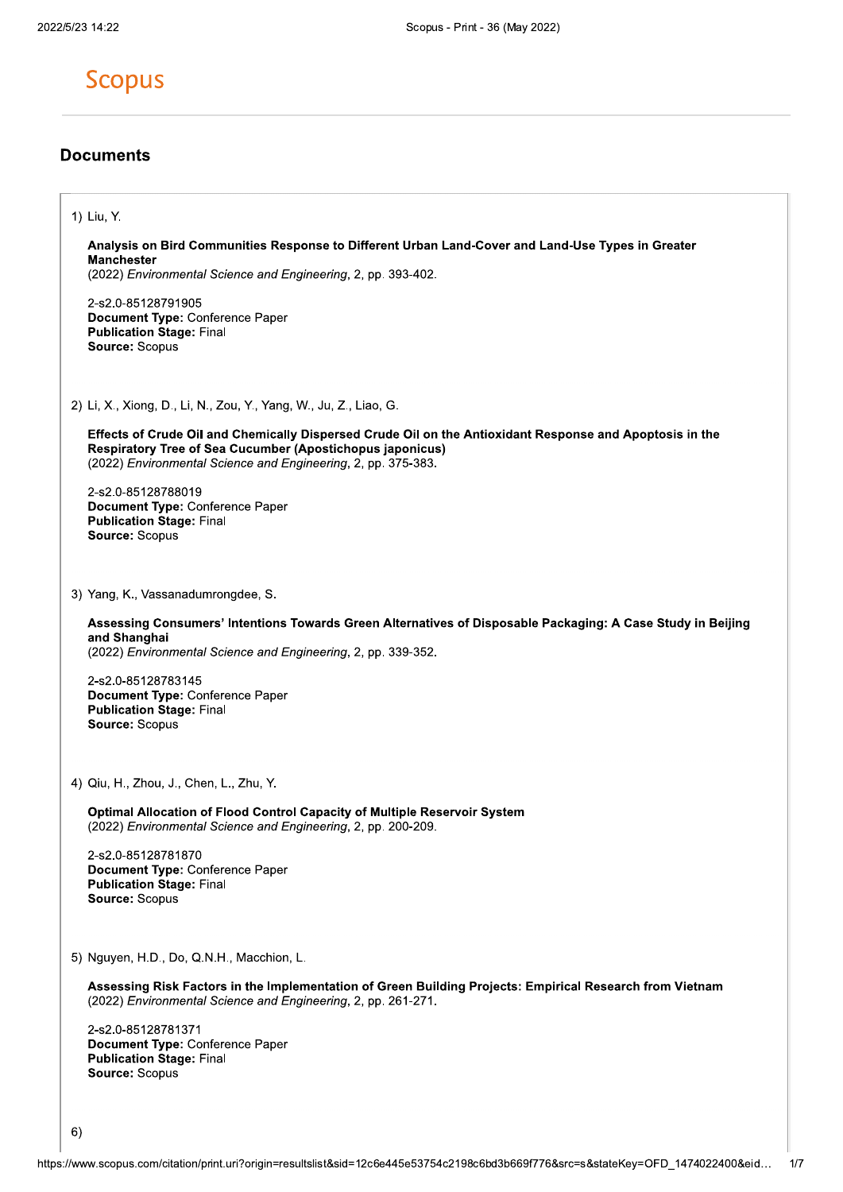# Scopus

## Documents

1) Liu, Y.

**Analysis on Bird Communities Response to Different Urban Land-Cover and Land-Use Types in Greater Manchester**
(2022) *Environmental Science and Engineering*, 2, pp. 393-402.

2-s2.0-85128791905
**Document Type:** Conference Paper
**Publication Stage:** Final
**Source:** Scopus

2) Li, X., Xiong, D., Li, N., Zou, Y., Yang, W., Ju, Z., Liao, G.

**Effects of Crude Oil and Chemically Dispersed Crude Oil on the Antioxidant Response and Apoptosis in the Respiratory Tree of Sea Cucumber (Apostichopus japonicus)**
(2022) *Environmental Science and Engineering*, 2, pp. 375-383.

2-s2.0-85128788019
**Document Type:** Conference Paper
**Publication Stage:** Final
**Source:** Scopus

3) Yang, K., Vassanadumrongdee, S.

**Assessing Consumers' Intentions Towards Green Alternatives of Disposable Packaging: A Case Study in Beijing and Shanghai**
(2022) *Environmental Science and Engineering*, 2, pp. 339-352.

2-s2.0-85128783145
**Document Type:** Conference Paper
**Publication Stage:** Final
**Source:** Scopus

4) Qiu, H., Zhou, J., Chen, L., Zhu, Y.

**Optimal Allocation of Flood Control Capacity of Multiple Reservoir System**
(2022) *Environmental Science and Engineering*, 2, pp. 200-209.

2-s2.0-85128781870
**Document Type:** Conference Paper
**Publication Stage:** Final
**Source:** Scopus

5) Nguyen, H.D., Do, Q.N.H., Macchion, L.

**Assessing Risk Factors in the Implementation of Green Building Projects: Empirical Research from Vietnam**
(2022) *Environmental Science and Engineering*, 2, pp. 261-271.

2-s2.0-85128781371
**Document Type:** Conference Paper
**Publication Stage:** Final
**Source:** Scopus

6)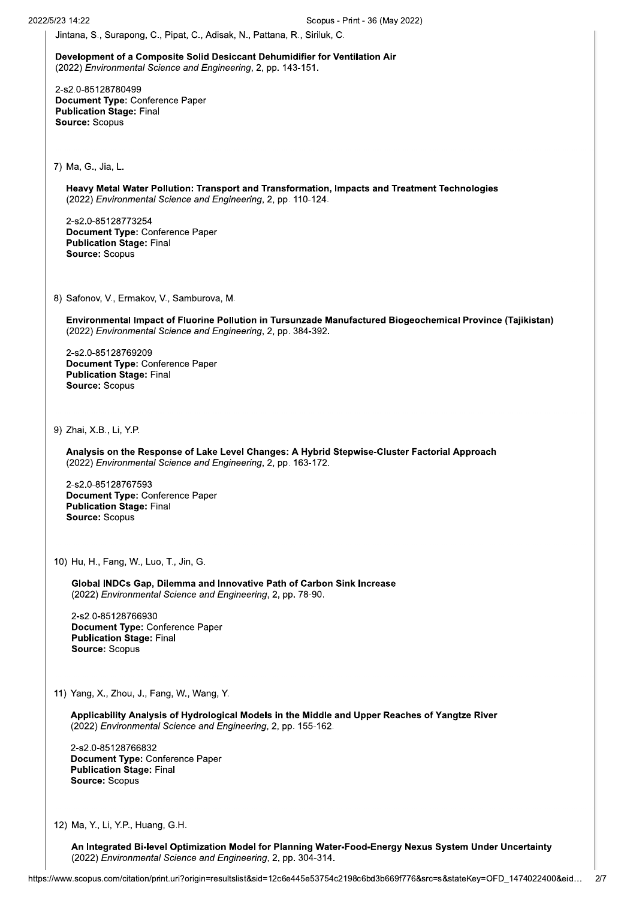Jintana, S., Surapong, C., Pipat, C., Adisak, N., Pattana, R., Siriluk, C.

**Development of a Composite Solid Desiccant Dehumidifier for Ventilation Air**
(2022) *Environmental Science and Engineering*, 2, pp. 143-151.

2-s2.0-85128780499
**Document Type:** Conference Paper
**Publication Stage:** Final
**Source:** Scopus

7) Ma, G., Jia, L.

**Heavy Metal Water Pollution: Transport and Transformation, Impacts and Treatment Technologies**
(2022) *Environmental Science and Engineering*, 2, pp. 110-124.

2-s2.0-85128773254
**Document Type:** Conference Paper
**Publication Stage:** Final
**Source:** Scopus

8) Safonov, V., Ermakov, V., Samburova, M.

**Environmental Impact of Fluorine Pollution in Tursunzade Manufactured Biogeochemical Province (Tajikistan)**
(2022) *Environmental Science and Engineering*, 2, pp. 384-392.

2-s2.0-85128769209
**Document Type:** Conference Paper
**Publication Stage:** Final
**Source:** Scopus

9) Zhai, X.B., Li, Y.P.

**Analysis on the Response of Lake Level Changes: A Hybrid Stepwise-Cluster Factorial Approach**
(2022) *Environmental Science and Engineering*, 2, pp. 163-172.

2-s2.0-85128767593
**Document Type:** Conference Paper
**Publication Stage:** Final
**Source:** Scopus

10) Hu, H., Fang, W., Luo, T., Jin, G.

**Global INDCs Gap, Dilemma and Innovative Path of Carbon Sink Increase**
(2022) *Environmental Science and Engineering*, 2, pp. 78-90.

2-s2.0-85128766930
**Document Type:** Conference Paper
**Publication Stage:** Final
**Source:** Scopus

11) Yang, X., Zhou, J., Fang, W., Wang, Y.

**Applicability Analysis of Hydrological Models in the Middle and Upper Reaches of Yangtze River**
(2022) *Environmental Science and Engineering*, 2, pp. 155-162.

2-s2.0-85128766832
**Document Type:** Conference Paper
**Publication Stage:** Final
**Source:** Scopus

12) Ma, Y., Li, Y.P., Huang, G.H.

**An Integrated Bi-level Optimization Model for Planning Water-Food-Energy Nexus System Under Uncertainty**
(2022) *Environmental Science and Engineering*, 2, pp. 304-314.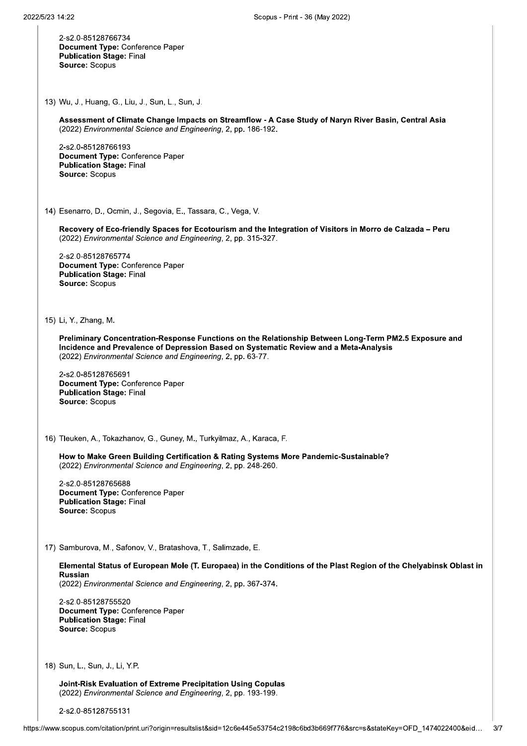2-s2.0-85128766734
**Document Type:** Conference Paper
**Publication Stage:** Final
**Source:** Scopus

13) Wu, J., Huang, G., Liu, J., Sun, L., Sun, J.

**Assessment of Climate Change Impacts on Streamflow - A Case Study of Naryn River Basin, Central Asia**
(2022) *Environmental Science and Engineering*, 2, pp. 186-192.

2-s2.0-85128766193
**Document Type:** Conference Paper
**Publication Stage:** Final
**Source:** Scopus

14) Esenarro, D., Ocmin, J., Segovia, E., Tassara, C., Vega, V.

**Recovery of Eco-friendly Spaces for Ecotourism and the Integration of Visitors in Morro de Calzada – Peru**
(2022) *Environmental Science and Engineering*, 2, pp. 315-327.

2-s2.0-85128765774
**Document Type:** Conference Paper
**Publication Stage:** Final
**Source:** Scopus

15) Li, Y., Zhang, M.

**Preliminary Concentration-Response Functions on the Relationship Between Long-Term PM2.5 Exposure and Incidence and Prevalence of Depression Based on Systematic Review and a Meta-Analysis**
(2022) *Environmental Science and Engineering*, 2, pp. 63-77.

2-s2.0-85128765691
**Document Type:** Conference Paper
**Publication Stage:** Final
**Source:** Scopus

16) Tleuken, A., Tokazhanov, G., Guney, M., Turkyilmaz, A., Karaca, F.

**How to Make Green Building Certification & Rating Systems More Pandemic-Sustainable?**
(2022) *Environmental Science and Engineering*, 2, pp. 248-260.

2-s2.0-85128765688
**Document Type:** Conference Paper
**Publication Stage:** Final
**Source:** Scopus

17) Samburova, M., Safonov, V., Bratashova, T., Salimzade, E.

**Elemental Status of European Mole (T. Europaea) in the Conditions of the Plast Region of the Chelyabinsk Oblast in Russian**
(2022) *Environmental Science and Engineering*, 2, pp. 367-374.

2-s2.0-85128755520
**Document Type:** Conference Paper
**Publication Stage:** Final
**Source:** Scopus

18) Sun, L., Sun, J., Li, Y.P.

**Joint-Risk Evaluation of Extreme Precipitation Using Copulas**
(2022) *Environmental Science and Engineering*, 2, pp. 193-199.

2-s2.0-85128755131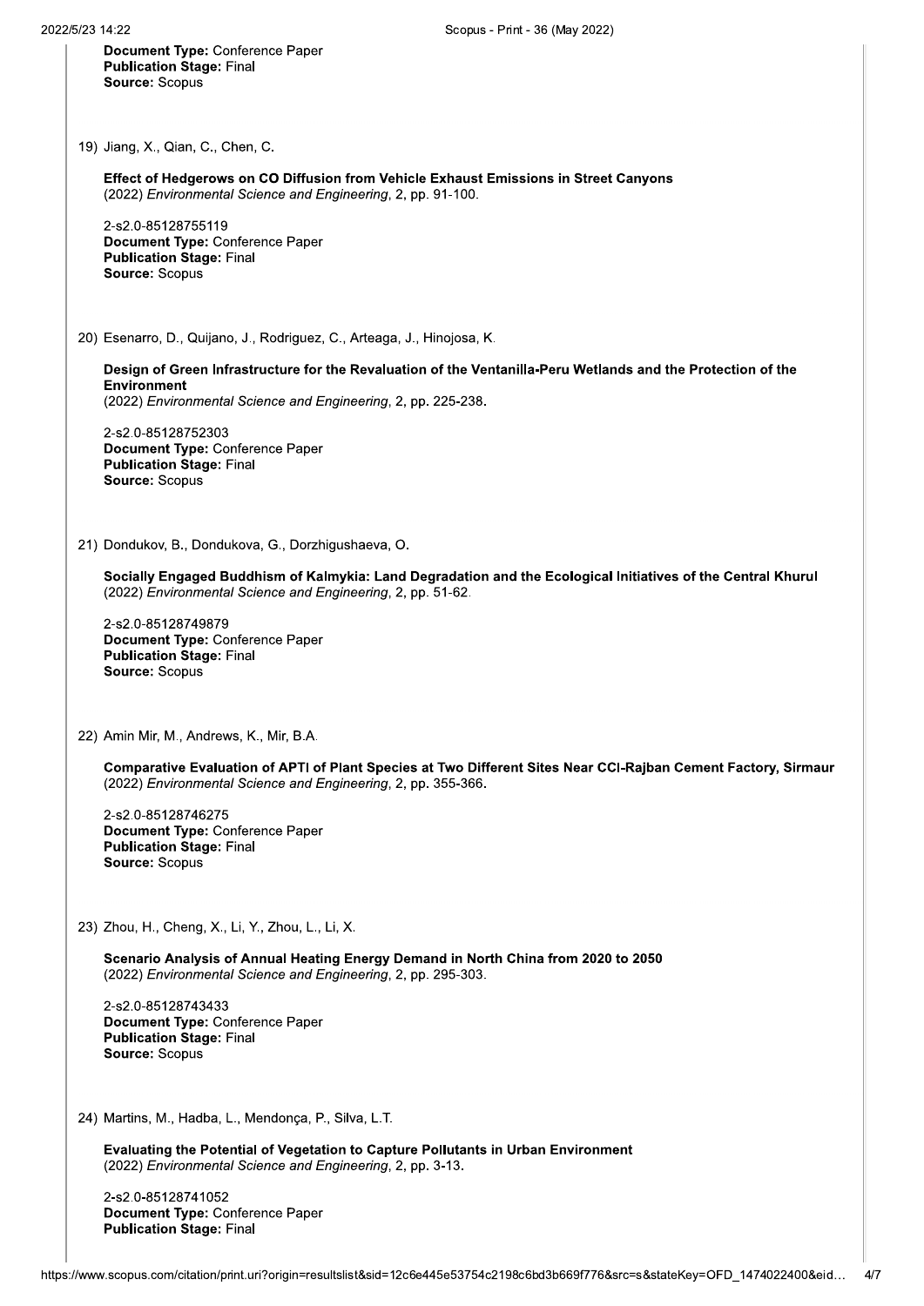**Document Type:** Conference Paper
**Publication Stage:** Final
**Source:** Scopus

19) Jiang, X., Qian, C., Chen, C.

**Effect of Hedgerows on CO Diffusion from Vehicle Exhaust Emissions in Street Canyons**
(2022) *Environmental Science and Engineering*, 2, pp. 91-100.

2-s2.0-85128755119
**Document Type:** Conference Paper
**Publication Stage:** Final
**Source:** Scopus

20) Esenarro, D., Quijano, J., Rodriguez, C., Arteaga, J., Hinojosa, K.

**Design of Green Infrastructure for the Revaluation of the Ventanilla-Peru Wetlands and the Protection of the Environment**
(2022) *Environmental Science and Engineering*, 2, pp. 225-238.

2-s2.0-85128752303
**Document Type:** Conference Paper
**Publication Stage:** Final
**Source:** Scopus

21) Dondukov, B., Dondukova, G., Dorzhigushaeva, O.

**Socially Engaged Buddhism of Kalmykia: Land Degradation and the Ecological Initiatives of the Central Khurul**
(2022) *Environmental Science and Engineering*, 2, pp. 51-62.

2-s2.0-85128749879
**Document Type:** Conference Paper
**Publication Stage:** Final
**Source:** Scopus

22) Amin Mir, M., Andrews, K., Mir, B.A.

**Comparative Evaluation of APTI of Plant Species at Two Different Sites Near CCI-Rajban Cement Factory, Sirmaur**
(2022) *Environmental Science and Engineering*, 2, pp. 355-366.

2-s2.0-85128746275
**Document Type:** Conference Paper
**Publication Stage:** Final
**Source:** Scopus

23) Zhou, H., Cheng, X., Li, Y., Zhou, L., Li, X.

**Scenario Analysis of Annual Heating Energy Demand in North China from 2020 to 2050**
(2022) *Environmental Science and Engineering*, 2, pp. 295-303.

2-s2.0-85128743433
**Document Type:** Conference Paper
**Publication Stage:** Final
**Source:** Scopus

24) Martins, M., Hadba, L., Mendonça, P., Silva, L.T.

**Evaluating the Potential of Vegetation to Capture Pollutants in Urban Environment**
(2022) *Environmental Science and Engineering*, 2, pp. 3-13.

2-s2.0-85128741052
**Document Type:** Conference Paper
**Publication Stage:** Final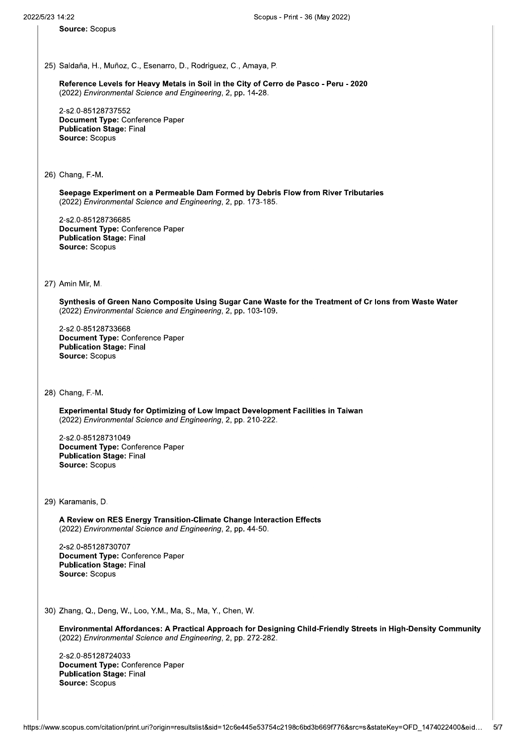**Source:** Scopus

25) Saldaña, H., Muñoz, C., Esenarro, D., Rodriguez, C., Amaya, P.

**Reference Levels for Heavy Metals in Soil in the City of Cerro de Pasco - Peru - 2020**
(2022) *Environmental Science and Engineering*, 2, pp. 14-28.

2-s2.0-85128737552
**Document Type:** Conference Paper
**Publication Stage:** Final
**Source:** Scopus

26) Chang, F.-M.

**Seepage Experiment on a Permeable Dam Formed by Debris Flow from River Tributaries**
(2022) *Environmental Science and Engineering*, 2, pp. 173-185.

2-s2.0-85128736685
**Document Type:** Conference Paper
**Publication Stage:** Final
**Source:** Scopus

27) Amin Mir, M.

**Synthesis of Green Nano Composite Using Sugar Cane Waste for the Treatment of Cr Ions from Waste Water**
(2022) *Environmental Science and Engineering*, 2, pp. 103-109.

2-s2.0-85128733668
**Document Type:** Conference Paper
**Publication Stage:** Final
**Source:** Scopus

28) Chang, F.-M.

**Experimental Study for Optimizing of Low Impact Development Facilities in Taiwan**
(2022) *Environmental Science and Engineering*, 2, pp. 210-222.

2-s2.0-85128731049
**Document Type:** Conference Paper
**Publication Stage:** Final
**Source:** Scopus

29) Karamanis, D.

**A Review on RES Energy Transition-Climate Change Interaction Effects**
(2022) *Environmental Science and Engineering*, 2, pp. 44-50.

2-s2.0-85128730707
**Document Type:** Conference Paper
**Publication Stage:** Final
**Source:** Scopus

30) Zhang, Q., Deng, W., Loo, Y.M., Ma, S., Ma, Y., Chen, W.

**Environmental Affordances: A Practical Approach for Designing Child-Friendly Streets in High-Density Community**
(2022) *Environmental Science and Engineering*, 2, pp. 272-282.

2-s2.0-85128724033
**Document Type:** Conference Paper
**Publication Stage:** Final
**Source:** Scopus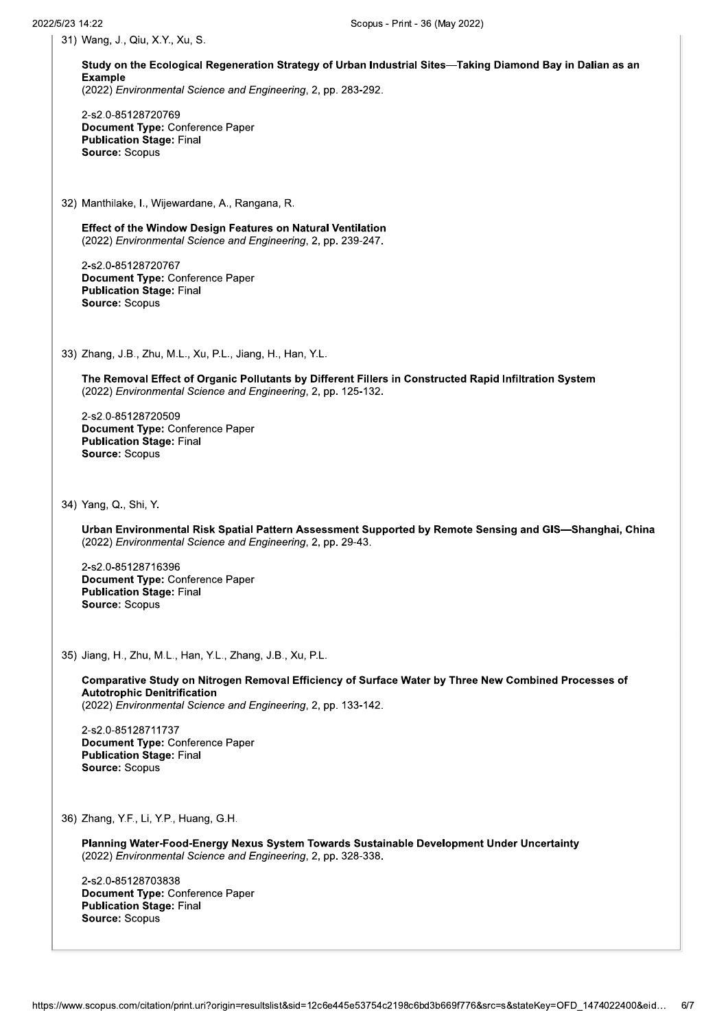31) Wang, J., Qiu, X.Y., Xu, S.

**Study on the Ecological Regeneration Strategy of Urban Industrial Sites—Taking Diamond Bay in Dalian as an Example**
(2022) *Environmental Science and Engineering*, 2, pp. 283-292.

2-s2.0-85128720769
**Document Type:** Conference Paper
**Publication Stage:** Final
**Source:** Scopus

32) Manthilake, I., Wijewardane, A., Rangana, R.

**Effect of the Window Design Features on Natural Ventilation**
(2022) *Environmental Science and Engineering*, 2, pp. 239-247.

2-s2.0-85128720767
**Document Type:** Conference Paper
**Publication Stage:** Final
**Source:** Scopus

33) Zhang, J.B., Zhu, M.L., Xu, P.L., Jiang, H., Han, Y.L.

**The Removal Effect of Organic Pollutants by Different Fillers in Constructed Rapid Infiltration System**
(2022) *Environmental Science and Engineering*, 2, pp. 125-132.

2-s2.0-85128720509
**Document Type:** Conference Paper
**Publication Stage:** Final
**Source:** Scopus

34) Yang, Q., Shi, Y.

**Urban Environmental Risk Spatial Pattern Assessment Supported by Remote Sensing and GIS—Shanghai, China**
(2022) *Environmental Science and Engineering*, 2, pp. 29-43.

2-s2.0-85128716396
**Document Type:** Conference Paper
**Publication Stage:** Final
**Source:** Scopus

35) Jiang, H., Zhu, M.L., Han, Y.L., Zhang, J.B., Xu, P.L.

**Comparative Study on Nitrogen Removal Efficiency of Surface Water by Three New Combined Processes of Autotrophic Denitrification**
(2022) *Environmental Science and Engineering*, 2, pp. 133-142.

2-s2.0-85128711737
**Document Type:** Conference Paper
**Publication Stage:** Final
**Source:** Scopus

36) Zhang, Y.F., Li, Y.P., Huang, G.H.

**Planning Water-Food-Energy Nexus System Towards Sustainable Development Under Uncertainty**
(2022) *Environmental Science and Engineering*, 2, pp. 328-338.

2-s2.0-85128703838
**Document Type:** Conference Paper
**Publication Stage:** Final
**Source:** Scopus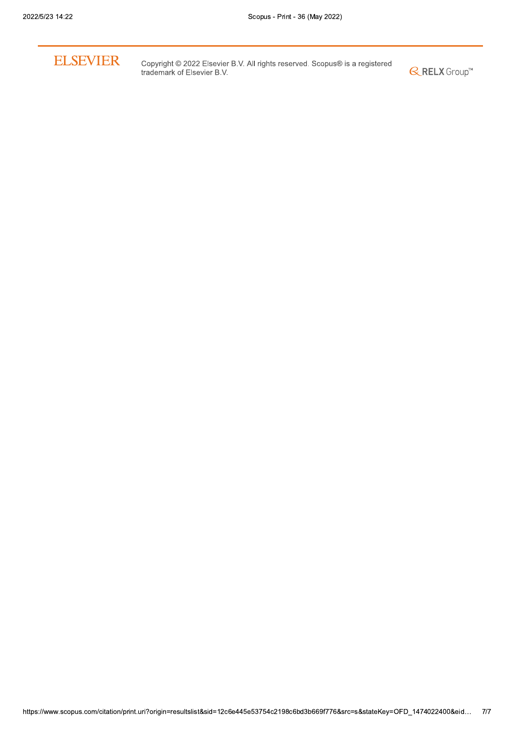ELSEVIER

Copyright © 2022 Elsevier B.V. All rights reserved. Scopus® is a registered trademark of Elsevier B.V.

RELX Group™